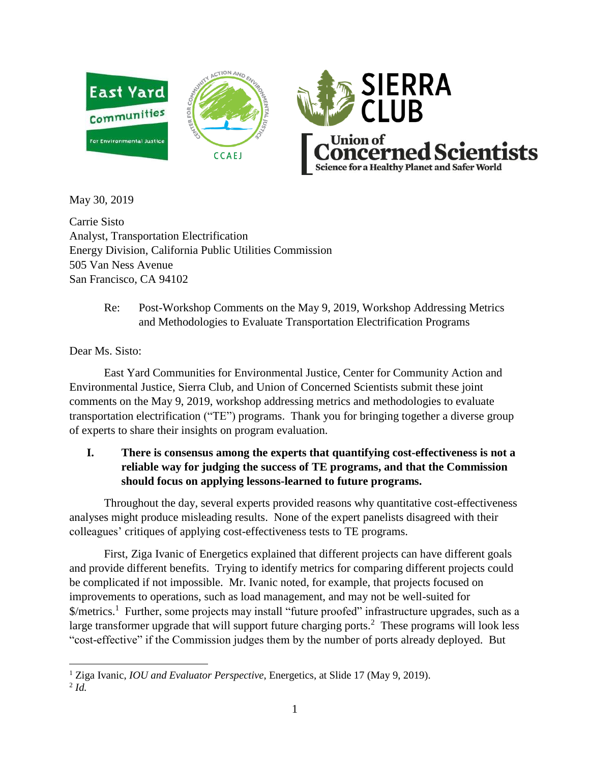May 30, 2019

Carrie Sisto
Analyst, Transportation Electrification
Energy Division, California Public Utilities Commission
505 Van Ness Avenue
San Francisco, CA 94102

Re: Post-Workshop Comments on the May 9, 2019, Workshop Addressing Metrics and Methodologies to Evaluate Transportation Electrification Programs

Dear Ms. Sisto:

East Yard Communities for Environmental Justice, Center for Community Action and Environmental Justice, Sierra Club, and Union of Concerned Scientists submit these joint comments on the May 9, 2019, workshop addressing metrics and methodologies to evaluate transportation electrification ("TE") programs. Thank you for bringing together a diverse group of experts to share their insights on program evaluation.

## I. There is consensus among the experts that quantifying cost-effectiveness is not a reliable way for judging the success of TE programs, and that the Commission should focus on applying lessons-learned to future programs.

Throughout the day, several experts provided reasons why quantitative cost-effectiveness analyses might produce misleading results. None of the expert panelists disagreed with their colleagues' critiques of applying cost-effectiveness tests to TE programs.

First, Ziga Ivanic of Energetics explained that different projects can have different goals and provide different benefits. Trying to identify metrics for comparing different projects could be complicated if not impossible. Mr. Ivanic noted, for example, that projects focused on improvements to operations, such as load management, and may not be well-suited for $/metrics.[1] Further, some projects may install "future proofed" infrastructure upgrades, such as a large transformer upgrade that will support future charging ports.[2] These programs will look less "cost-effective" if the Commission judges them by the number of ports already deployed. But

---

[1] Ziga Ivanic, *IOU and Evaluator Perspective*, Energetics, at Slide 17 (May 9, 2019).

[2] *Id.*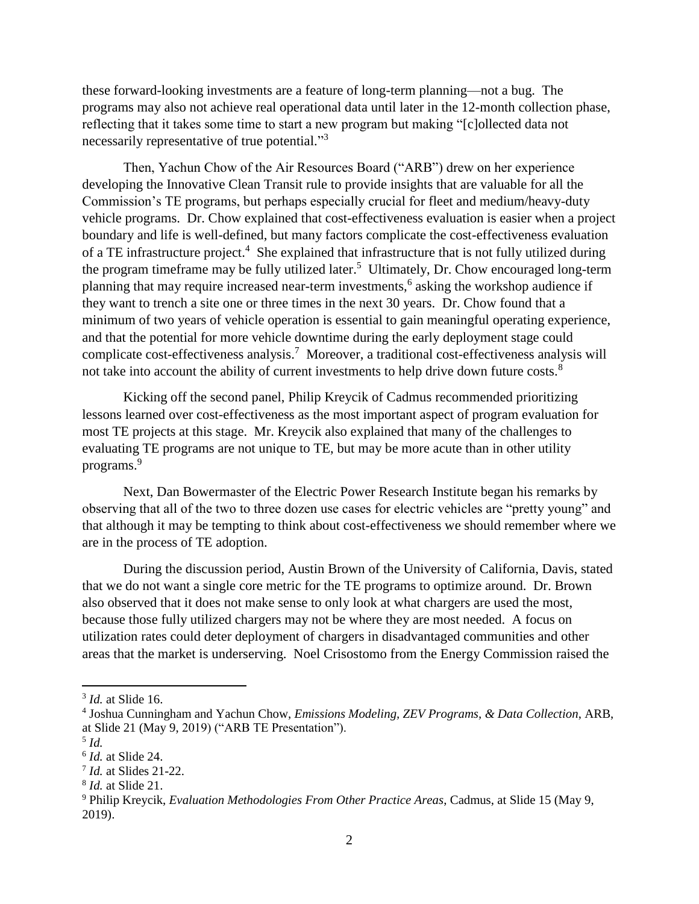these forward-looking investments are a feature of long-term planning—not a bug. The programs may also not achieve real operational data until later in the 12-month collection phase, reflecting that it takes some time to start a new program but making "[c]ollected data not necessarily representative of true potential."[3]

Then, Yachun Chow of the Air Resources Board ("ARB") drew on her experience developing the Innovative Clean Transit rule to provide insights that are valuable for all the Commission's TE programs, but perhaps especially crucial for fleet and medium/heavy-duty vehicle programs. Dr. Chow explained that cost-effectiveness evaluation is easier when a project boundary and life is well-defined, but many factors complicate the cost-effectiveness evaluation of a TE infrastructure project.[4] She explained that infrastructure that is not fully utilized during the program timeframe may be fully utilized later.[5] Ultimately, Dr. Chow encouraged long-term planning that may require increased near-term investments,[6] asking the workshop audience if they want to trench a site one or three times in the next 30 years. Dr. Chow found that a minimum of two years of vehicle operation is essential to gain meaningful operating experience, and that the potential for more vehicle downtime during the early deployment stage could complicate cost-effectiveness analysis.[7] Moreover, a traditional cost-effectiveness analysis will not take into account the ability of current investments to help drive down future costs.[8]

Kicking off the second panel, Philip Kreycik of Cadmus recommended prioritizing lessons learned over cost-effectiveness as the most important aspect of program evaluation for most TE projects at this stage. Mr. Kreycik also explained that many of the challenges to evaluating TE programs are not unique to TE, but may be more acute than in other utility programs.[9]

Next, Dan Bowermaster of the Electric Power Research Institute began his remarks by observing that all of the two to three dozen use cases for electric vehicles are "pretty young" and that although it may be tempting to think about cost-effectiveness we should remember where we are in the process of TE adoption.

During the discussion period, Austin Brown of the University of California, Davis, stated that we do not want a single core metric for the TE programs to optimize around. Dr. Brown also observed that it does not make sense to only look at what chargers are used the most, because those fully utilized chargers may not be where they are most needed. A focus on utilization rates could deter deployment of chargers in disadvantaged communities and other areas that the market is underserving. Noel Crisostomo from the Energy Commission raised the

---

[3] *Id.* at Slide 16.

[4] Joshua Cunningham and Yachun Chow, *Emissions Modeling, ZEV Programs, & Data Collection*, ARB, at Slide 21 (May 9, 2019) ("ARB TE Presentation").

[5] *Id.*

[6] *Id.* at Slide 24.

[7] *Id.* at Slides 21-22.

[8] *Id.* at Slide 21.

[9] Philip Kreycik, *Evaluation Methodologies From Other Practice Areas*, Cadmus, at Slide 15 (May 9, 2019).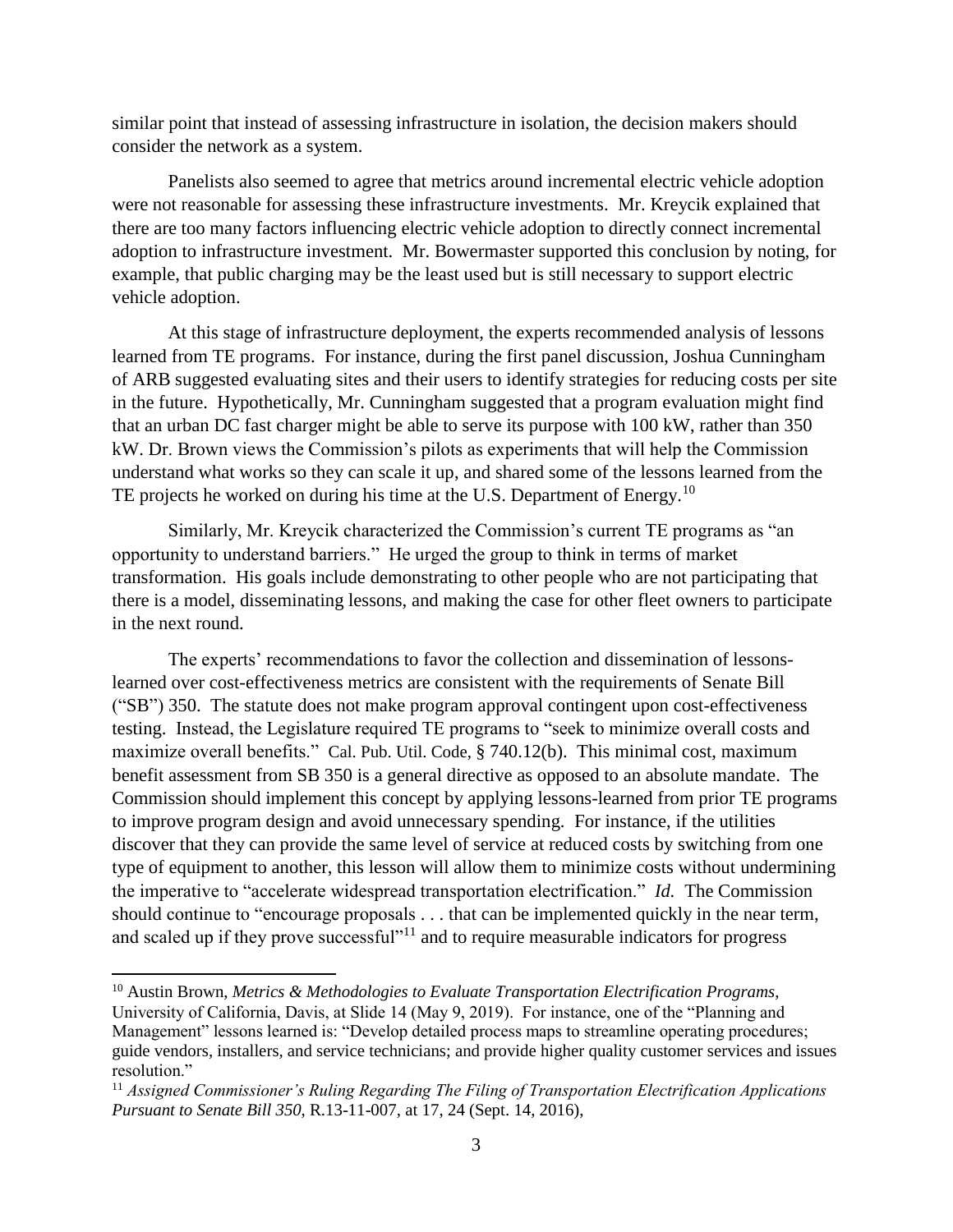similar point that instead of assessing infrastructure in isolation, the decision makers should consider the network as a system.

Panelists also seemed to agree that metrics around incremental electric vehicle adoption were not reasonable for assessing these infrastructure investments. Mr. Kreycik explained that there are too many factors influencing electric vehicle adoption to directly connect incremental adoption to infrastructure investment. Mr. Bowermaster supported this conclusion by noting, for example, that public charging may be the least used but is still necessary to support electric vehicle adoption.

At this stage of infrastructure deployment, the experts recommended analysis of lessons learned from TE programs. For instance, during the first panel discussion, Joshua Cunningham of ARB suggested evaluating sites and their users to identify strategies for reducing costs per site in the future. Hypothetically, Mr. Cunningham suggested that a program evaluation might find that an urban DC fast charger might be able to serve its purpose with 100 kW, rather than 350 kW. Dr. Brown views the Commission's pilots as experiments that will help the Commission understand what works so they can scale it up, and shared some of the lessons learned from the TE projects he worked on during his time at the U.S. Department of Energy.[10]

Similarly, Mr. Kreycik characterized the Commission's current TE programs as "an opportunity to understand barriers." He urged the group to think in terms of market transformation. His goals include demonstrating to other people who are not participating that there is a model, disseminating lessons, and making the case for other fleet owners to participate in the next round.

The experts' recommendations to favor the collection and dissemination of lessons-learned over cost-effectiveness metrics are consistent with the requirements of Senate Bill ("SB") 350. The statute does not make program approval contingent upon cost-effectiveness testing. Instead, the Legislature required TE programs to "seek to minimize overall costs and maximize overall benefits." Cal. Pub. Util. Code, § 740.12(b). This minimal cost, maximum benefit assessment from SB 350 is a general directive as opposed to an absolute mandate. The Commission should implement this concept by applying lessons-learned from prior TE programs to improve program design and avoid unnecessary spending. For instance, if the utilities discover that they can provide the same level of service at reduced costs by switching from one type of equipment to another, this lesson will allow them to minimize costs without undermining the imperative to "accelerate widespread transportation electrification." *Id.* The Commission should continue to "encourage proposals . . . that can be implemented quickly in the near term, and scaled up if they prove successful"[11] and to require measurable indicators for progress

---

[10] Austin Brown, *Metrics & Methodologies to Evaluate Transportation Electrification Programs*, University of California, Davis, at Slide 14 (May 9, 2019). For instance, one of the "Planning and Management" lessons learned is: "Develop detailed process maps to streamline operating procedures; guide vendors, installers, and service technicians; and provide higher quality customer services and issues resolution."

[11] *Assigned Commissioner's Ruling Regarding The Filing of Transportation Electrification Applications Pursuant to Senate Bill 350*, R.13-11-007, at 17, 24 (Sept. 14, 2016),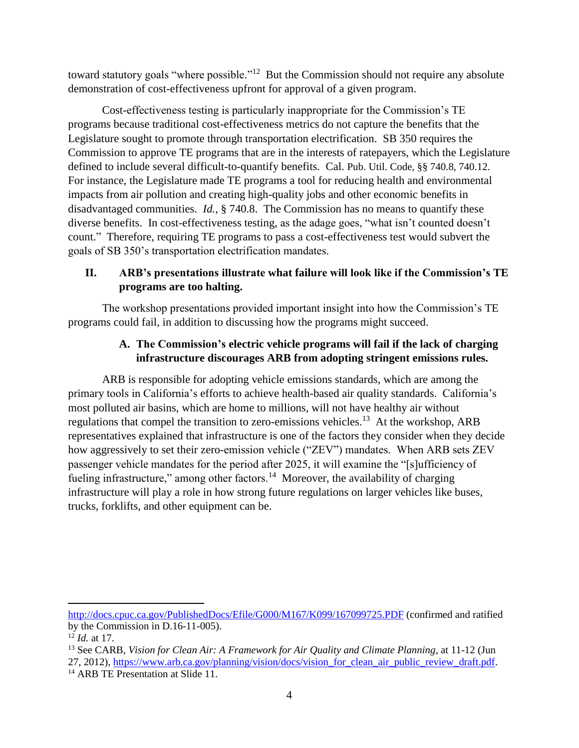toward statutory goals "where possible."[12] But the Commission should not require any absolute demonstration of cost-effectiveness upfront for approval of a given program.

Cost-effectiveness testing is particularly inappropriate for the Commission's TE programs because traditional cost-effectiveness metrics do not capture the benefits that the Legislature sought to promote through transportation electrification. SB 350 requires the Commission to approve TE programs that are in the interests of ratepayers, which the Legislature defined to include several difficult-to-quantify benefits. Cal. Pub. Util. Code, §§ 740.8, 740.12. For instance, the Legislature made TE programs a tool for reducing health and environmental impacts from air pollution and creating high-quality jobs and other economic benefits in disadvantaged communities. *Id.*, § 740.8. The Commission has no means to quantify these diverse benefits. In cost-effectiveness testing, as the adage goes, "what isn't counted doesn't count." Therefore, requiring TE programs to pass a cost-effectiveness test would subvert the goals of SB 350's transportation electrification mandates.

## II. ARB's presentations illustrate what failure will look like if the Commission's TE programs are too halting.

The workshop presentations provided important insight into how the Commission's TE programs could fail, in addition to discussing how the programs might succeed.

### A. The Commission's electric vehicle programs will fail if the lack of charging infrastructure discourages ARB from adopting stringent emissions rules.

ARB is responsible for adopting vehicle emissions standards, which are among the primary tools in California's efforts to achieve health-based air quality standards. California's most polluted air basins, which are home to millions, will not have healthy air without regulations that compel the transition to zero-emissions vehicles.[13] At the workshop, ARB representatives explained that infrastructure is one of the factors they consider when they decide how aggressively to set their zero-emission vehicle ("ZEV") mandates. When ARB sets ZEV passenger vehicle mandates for the period after 2025, it will examine the "[s]ufficiency of fueling infrastructure," among other factors.[14] Moreover, the availability of charging infrastructure will play a role in how strong future regulations on larger vehicles like buses, trucks, forklifts, and other equipment can be.

---

http://docs.cpuc.ca.gov/PublishedDocs/Efile/G000/M167/K099/167099725.PDF (confirmed and ratified by the Commission in D.16-11-005).

[12] *Id.* at 17.

[13] See CARB, *Vision for Clean Air: A Framework for Air Quality and Climate Planning*, at 11-12 (Jun 27, 2012), https://www.arb.ca.gov/planning/vision/docs/vision_for_clean_air_public_review_draft.pdf.

[14] ARB TE Presentation at Slide 11.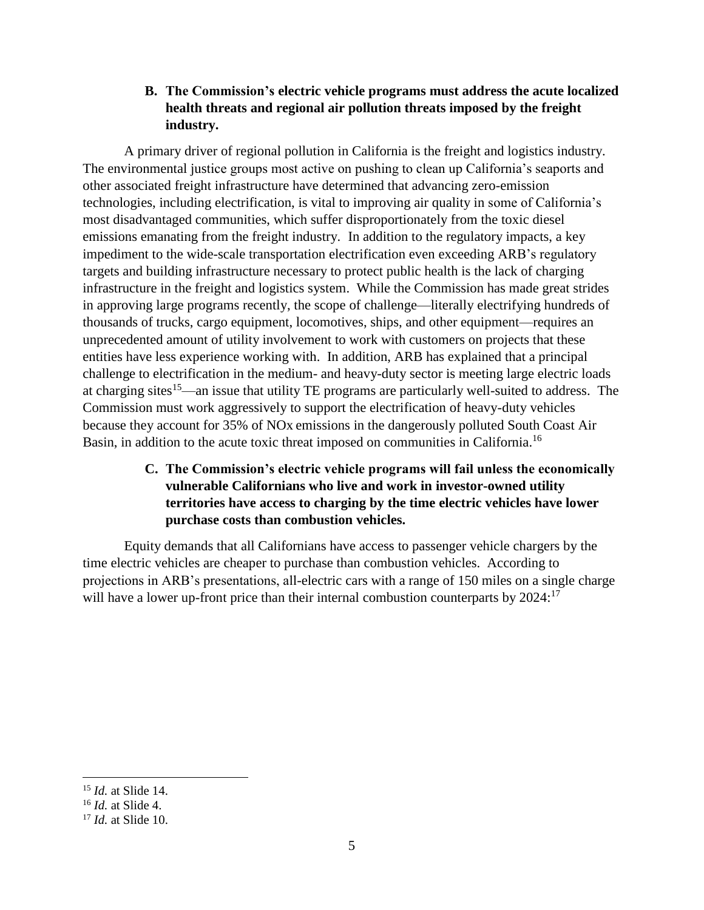### B. The Commission's electric vehicle programs must address the acute localized health threats and regional air pollution threats imposed by the freight industry.

A primary driver of regional pollution in California is the freight and logistics industry. The environmental justice groups most active on pushing to clean up California's seaports and other associated freight infrastructure have determined that advancing zero-emission technologies, including electrification, is vital to improving air quality in some of California's most disadvantaged communities, which suffer disproportionately from the toxic diesel emissions emanating from the freight industry. In addition to the regulatory impacts, a key impediment to the wide-scale transportation electrification even exceeding ARB's regulatory targets and building infrastructure necessary to protect public health is the lack of charging infrastructure in the freight and logistics system. While the Commission has made great strides in approving large programs recently, the scope of challenge—literally electrifying hundreds of thousands of trucks, cargo equipment, locomotives, ships, and other equipment—requires an unprecedented amount of utility involvement to work with customers on projects that these entities have less experience working with. In addition, ARB has explained that a principal challenge to electrification in the medium- and heavy-duty sector is meeting large electric loads at charging sites[15]—an issue that utility TE programs are particularly well-suited to address. The Commission must work aggressively to support the electrification of heavy-duty vehicles because they account for 35% of NOx emissions in the dangerously polluted South Coast Air Basin, in addition to the acute toxic threat imposed on communities in California.[16]

### C. The Commission's electric vehicle programs will fail unless the economically vulnerable Californians who live and work in investor-owned utility territories have access to charging by the time electric vehicles have lower purchase costs than combustion vehicles.

Equity demands that all Californians have access to passenger vehicle chargers by the time electric vehicles are cheaper to purchase than combustion vehicles. According to projections in ARB's presentations, all-electric cars with a range of 150 miles on a single charge will have a lower up-front price than their internal combustion counterparts by 2024:[17]

---

[15] *Id.* at Slide 14.

[16] *Id.* at Slide 4.

[17] *Id.* at Slide 10.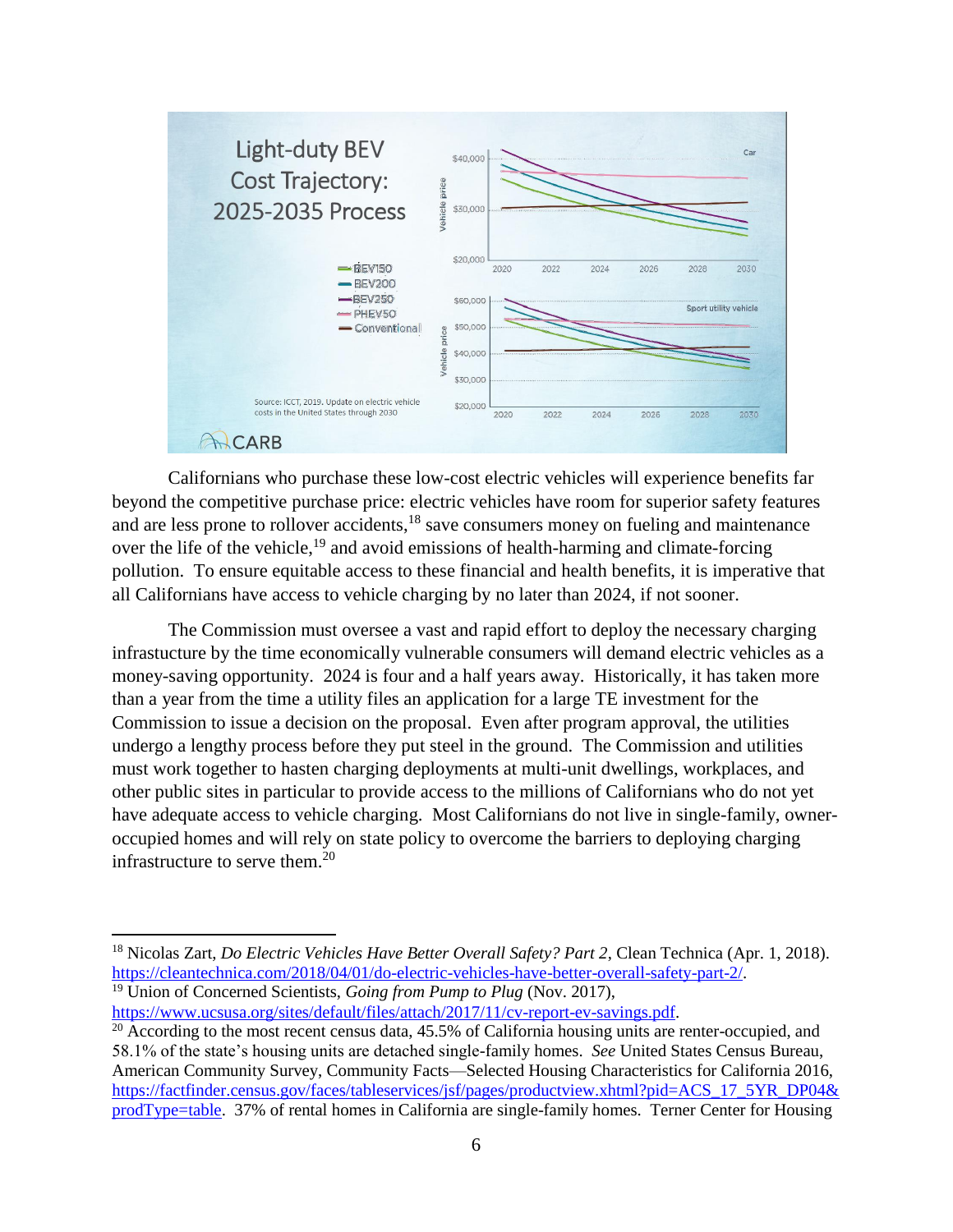Californians who purchase these low-cost electric vehicles will experience benefits far beyond the competitive purchase price: electric vehicles have room for superior safety features and are less prone to rollover accidents,[18] save consumers money on fueling and maintenance over the life of the vehicle,[19] and avoid emissions of health-harming and climate-forcing pollution. To ensure equitable access to these financial and health benefits, it is imperative that all Californians have access to vehicle charging by no later than 2024, if not sooner.

The Commission must oversee a vast and rapid effort to deploy the necessary charging infrastucture by the time economically vulnerable consumers will demand electric vehicles as a money-saving opportunity. 2024 is four and a half years away. Historically, it has taken more than a year from the time a utility files an application for a large TE investment for the Commission to issue a decision on the proposal. Even after program approval, the utilities undergo a lengthy process before they put steel in the ground. The Commission and utilities must work together to hasten charging deployments at multi-unit dwellings, workplaces, and other public sites in particular to provide access to the millions of Californians who do not yet have adequate access to vehicle charging. Most Californians do not live in single-family, owner-occupied homes and will rely on state policy to overcome the barriers to deploying charging infrastructure to serve them.[20]

---

[18] Nicolas Zart, *Do Electric Vehicles Have Better Overall Safety? Part 2*, Clean Technica (Apr. 1, 2018). https://cleantechnica.com/2018/04/01/do-electric-vehicles-have-better-overall-safety-part-2/.

[19] Union of Concerned Scientists, *Going from Pump to Plug* (Nov. 2017), https://www.ucsusa.org/sites/default/files/attach/2017/11/cv-report-ev-savings.pdf.

[20] According to the most recent census data, 45.5% of California housing units are renter-occupied, and 58.1% of the state's housing units are detached single-family homes. *See* United States Census Bureau, American Community Survey, Community Facts—Selected Housing Characteristics for California 2016, https://factfinder.census.gov/faces/tableservices/jsf/pages/productview.xhtml?pid=ACS_17_5YR_DP04&prodType=table. 37% of rental homes in California are single-family homes. Terner Center for Housing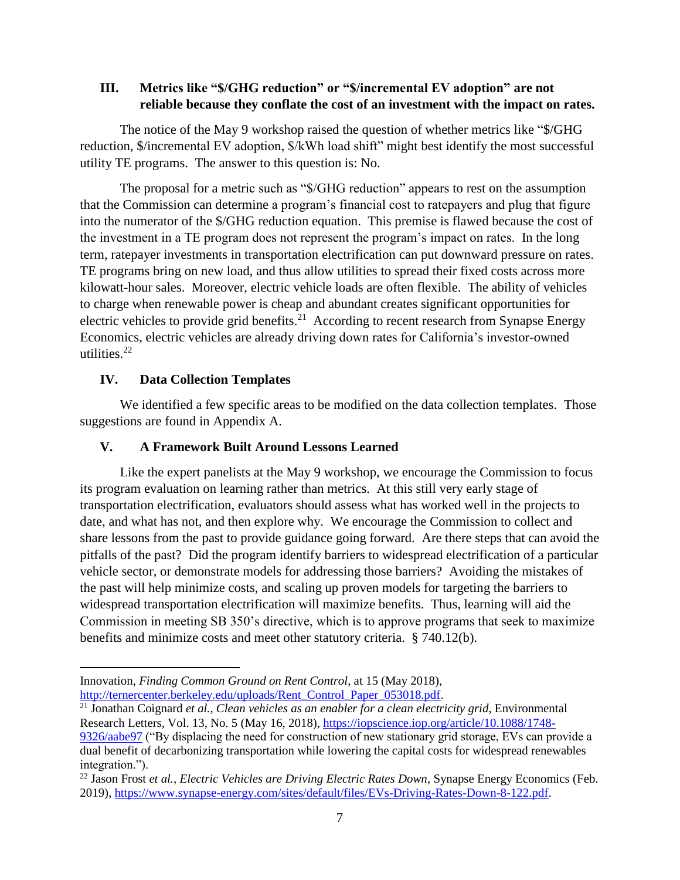## III. Metrics like "$/GHG reduction" or "$/incremental EV adoption" are not reliable because they conflate the cost of an investment with the impact on rates.

The notice of the May 9 workshop raised the question of whether metrics like "$/GHG reduction, $/incremental EV adoption, $/kWh load shift" might best identify the most successful utility TE programs. The answer to this question is: No.

The proposal for a metric such as "$/GHG reduction" appears to rest on the assumption that the Commission can determine a program's financial cost to ratepayers and plug that figure into the numerator of the $/GHG reduction equation. This premise is flawed because the cost of the investment in a TE program does not represent the program's impact on rates. In the long term, ratepayer investments in transportation electrification can put downward pressure on rates. TE programs bring on new load, and thus allow utilities to spread their fixed costs across more kilowatt-hour sales. Moreover, electric vehicle loads are often flexible. The ability of vehicles to charge when renewable power is cheap and abundant creates significant opportunities for electric vehicles to provide grid benefits.[21] According to recent research from Synapse Energy Economics, electric vehicles are already driving down rates for California's investor-owned utilities.[22]

## IV. Data Collection Templates

We identified a few specific areas to be modified on the data collection templates. Those suggestions are found in Appendix A.

## V. A Framework Built Around Lessons Learned

Like the expert panelists at the May 9 workshop, we encourage the Commission to focus its program evaluation on learning rather than metrics. At this still very early stage of transportation electrification, evaluators should assess what has worked well in the projects to date, and what has not, and then explore why. We encourage the Commission to collect and share lessons from the past to provide guidance going forward. Are there steps that can avoid the pitfalls of the past? Did the program identify barriers to widespread electrification of a particular vehicle sector, or demonstrate models for addressing those barriers? Avoiding the mistakes of the past will help minimize costs, and scaling up proven models for targeting the barriers to widespread transportation electrification will maximize benefits. Thus, learning will aid the Commission in meeting SB 350's directive, which is to approve programs that seek to maximize benefits and minimize costs and meet other statutory criteria. § 740.12(b).

---

Innovation, *Finding Common Ground on Rent Control*, at 15 (May 2018), http://ternercenter.berkeley.edu/uploads/Rent_Control_Paper_053018.pdf.

[21] Jonathan Coignard *et al.*, *Clean vehicles as an enabler for a clean electricity grid*, Environmental Research Letters, Vol. 13, No. 5 (May 16, 2018), https://iopscience.iop.org/article/10.1088/1748-9326/aabe97 ("By displacing the need for construction of new stationary grid storage, EVs can provide a dual benefit of decarbonizing transportation while lowering the capital costs for widespread renewables integration.").

[22] Jason Frost *et al.*, *Electric Vehicles are Driving Electric Rates Down*, Synapse Energy Economics (Feb. 2019), https://www.synapse-energy.com/sites/default/files/EVs-Driving-Rates-Down-8-122.pdf.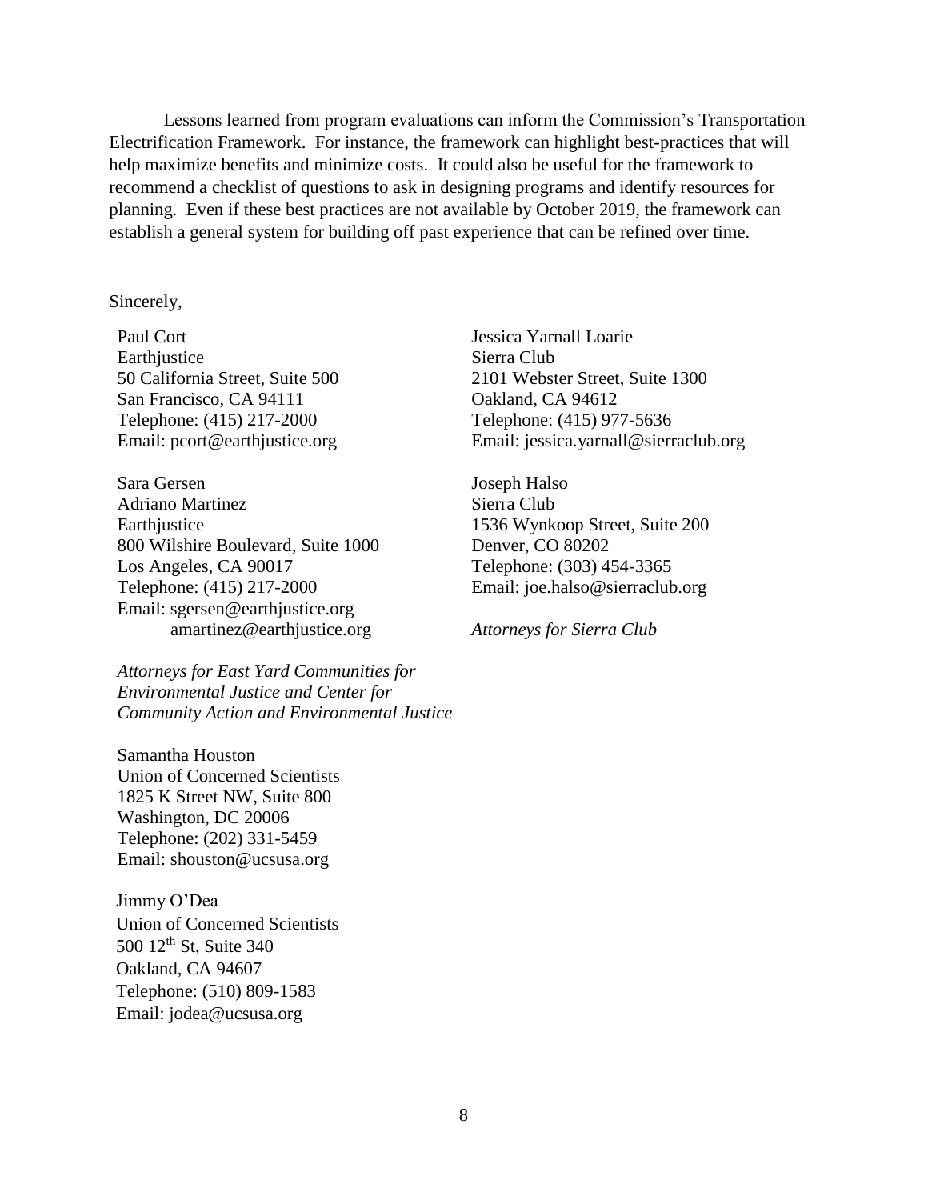Lessons learned from program evaluations can inform the Commission's Transportation Electrification Framework. For instance, the framework can highlight best-practices that will help maximize benefits and minimize costs. It could also be useful for the framework to recommend a checklist of questions to ask in designing programs and identify resources for planning. Even if these best practices are not available by October 2019, the framework can establish a general system for building off past experience that can be refined over time.

Sincerely,

Paul Cort
Earthjustice
50 California Street, Suite 500
San Francisco, CA 94111
Telephone: (415) 217-2000
Email: pcort@earthjustice.org

Sara Gersen
Adriano Martinez
Earthjustice
800 Wilshire Boulevard, Suite 1000
Los Angeles, CA 90017
Telephone: (415) 217-2000
Email: sgersen@earthjustice.org
amartinez@earthjustice.org

*Attorneys for East Yard Communities for Environmental Justice and Center for Community Action and Environmental Justice*

Jessica Yarnall Loarie
Sierra Club
2101 Webster Street, Suite 1300
Oakland, CA 94612
Telephone: (415) 977-5636
Email: jessica.yarnall@sierraclub.org

Joseph Halso
Sierra Club
1536 Wynkoop Street, Suite 200
Denver, CO 80202
Telephone: (303) 454-3365
Email: joe.halso@sierraclub.org

*Attorneys for Sierra Club*

Samantha Houston
Union of Concerned Scientists
1825 K Street NW, Suite 800
Washington, DC 20006
Telephone: (202) 331-5459
Email: shouston@ucsusa.org

Jimmy O'Dea
Union of Concerned Scientists
500 12th St, Suite 340
Oakland, CA 94607
Telephone: (510) 809-1583
Email: jodea@ucsusa.org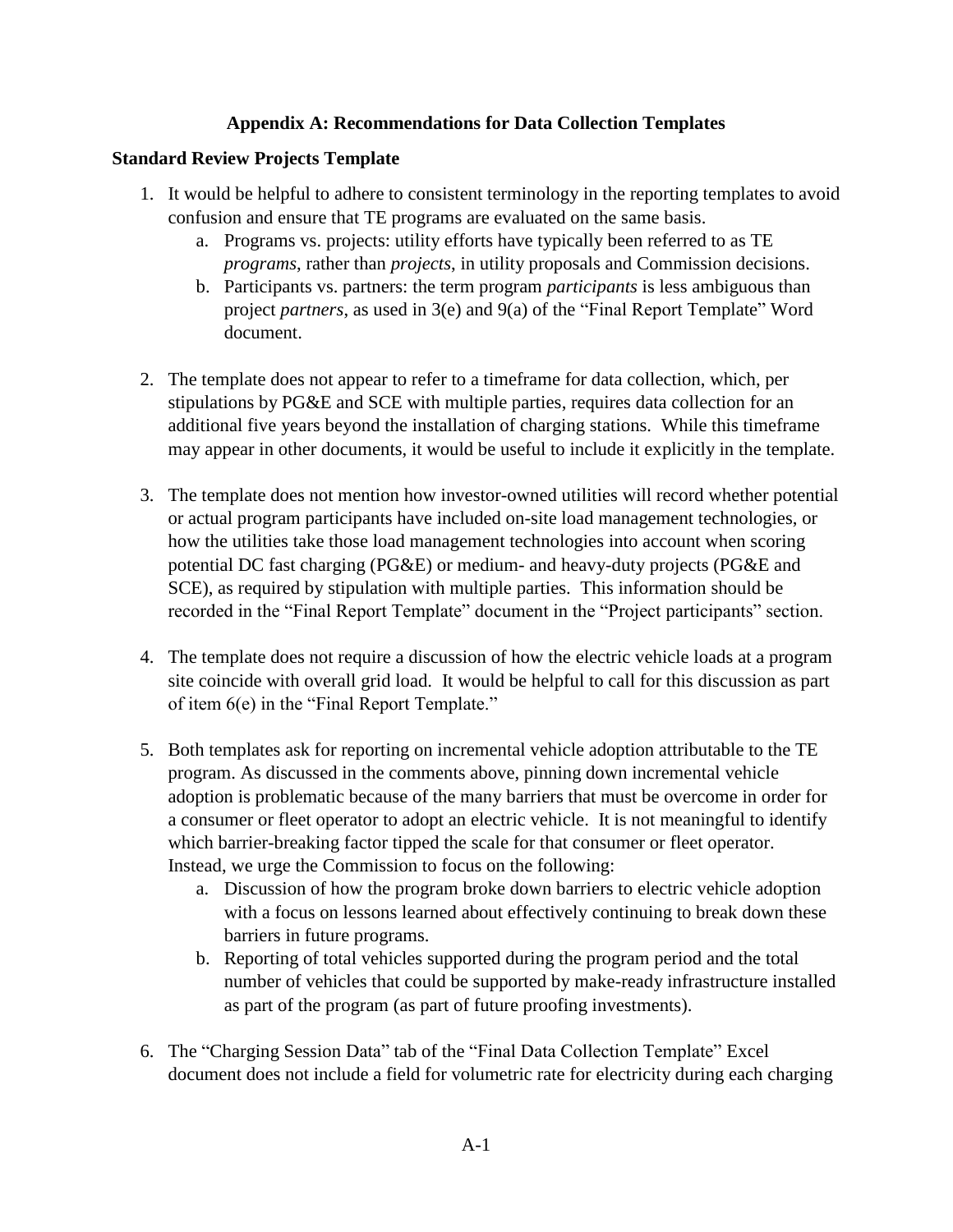## Appendix A: Recommendations for Data Collection Templates

### Standard Review Projects Template

1. It would be helpful to adhere to consistent terminology in the reporting templates to avoid confusion and ensure that TE programs are evaluated on the same basis.
   a. Programs vs. projects: utility efforts have typically been referred to as TE *programs*, rather than *projects*, in utility proposals and Commission decisions.
   b. Participants vs. partners: the term program *participants* is less ambiguous than project *partners*, as used in 3(e) and 9(a) of the "Final Report Template" Word document.

2. The template does not appear to refer to a timeframe for data collection, which, per stipulations by PG&E and SCE with multiple parties, requires data collection for an additional five years beyond the installation of charging stations. While this timeframe may appear in other documents, it would be useful to include it explicitly in the template.

3. The template does not mention how investor-owned utilities will record whether potential or actual program participants have included on-site load management technologies, or how the utilities take those load management technologies into account when scoring potential DC fast charging (PG&E) or medium- and heavy-duty projects (PG&E and SCE), as required by stipulation with multiple parties. This information should be recorded in the "Final Report Template" document in the "Project participants" section.

4. The template does not require a discussion of how the electric vehicle loads at a program site coincide with overall grid load. It would be helpful to call for this discussion as part of item 6(e) in the "Final Report Template."

5. Both templates ask for reporting on incremental vehicle adoption attributable to the TE program. As discussed in the comments above, pinning down incremental vehicle adoption is problematic because of the many barriers that must be overcome in order for a consumer or fleet operator to adopt an electric vehicle. It is not meaningful to identify which barrier-breaking factor tipped the scale for that consumer or fleet operator. Instead, we urge the Commission to focus on the following:
   a. Discussion of how the program broke down barriers to electric vehicle adoption with a focus on lessons learned about effectively continuing to break down these barriers in future programs.
   b. Reporting of total vehicles supported during the program period and the total number of vehicles that could be supported by make-ready infrastructure installed as part of the program (as part of future proofing investments).

6. The "Charging Session Data" tab of the "Final Data Collection Template" Excel document does not include a field for volumetric rate for electricity during each charging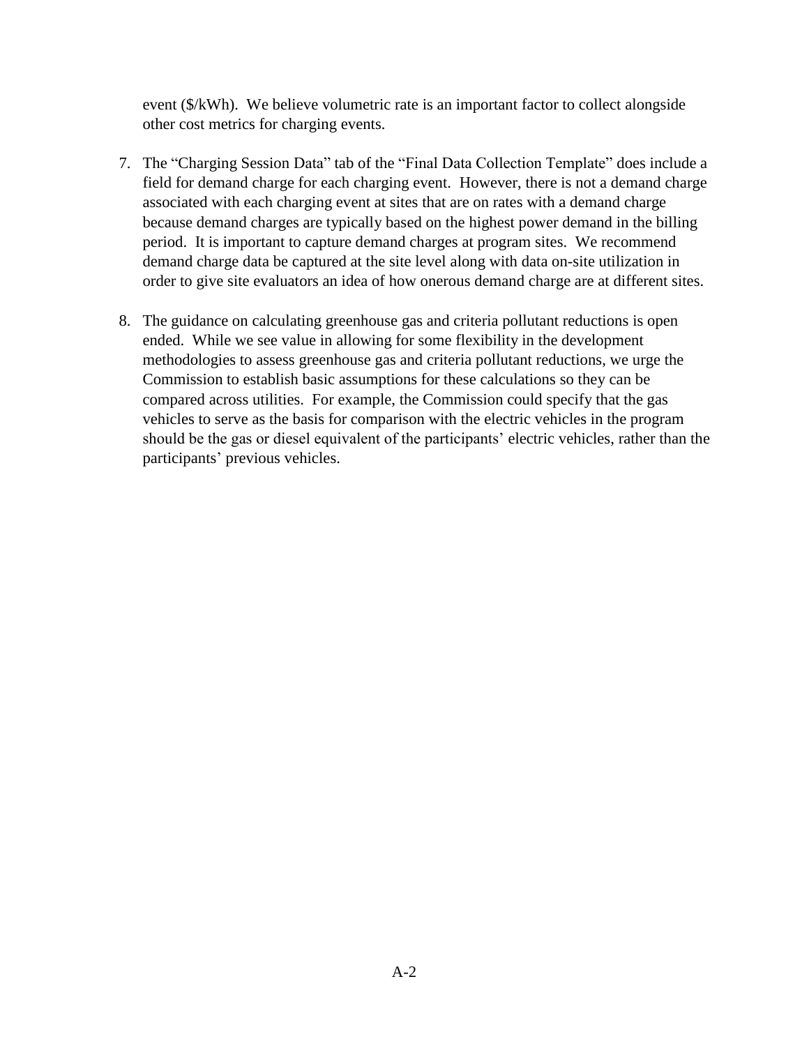event ($/kWh). We believe volumetric rate is an important factor to collect alongside other cost metrics for charging events.

7. The "Charging Session Data" tab of the "Final Data Collection Template" does include a field for demand charge for each charging event. However, there is not a demand charge associated with each charging event at sites that are on rates with a demand charge because demand charges are typically based on the highest power demand in the billing period. It is important to capture demand charges at program sites. We recommend demand charge data be captured at the site level along with data on-site utilization in order to give site evaluators an idea of how onerous demand charge are at different sites.

8. The guidance on calculating greenhouse gas and criteria pollutant reductions is open ended. While we see value in allowing for some flexibility in the development methodologies to assess greenhouse gas and criteria pollutant reductions, we urge the Commission to establish basic assumptions for these calculations so they can be compared across utilities. For example, the Commission could specify that the gas vehicles to serve as the basis for comparison with the electric vehicles in the program should be the gas or diesel equivalent of the participants' electric vehicles, rather than the participants' previous vehicles.